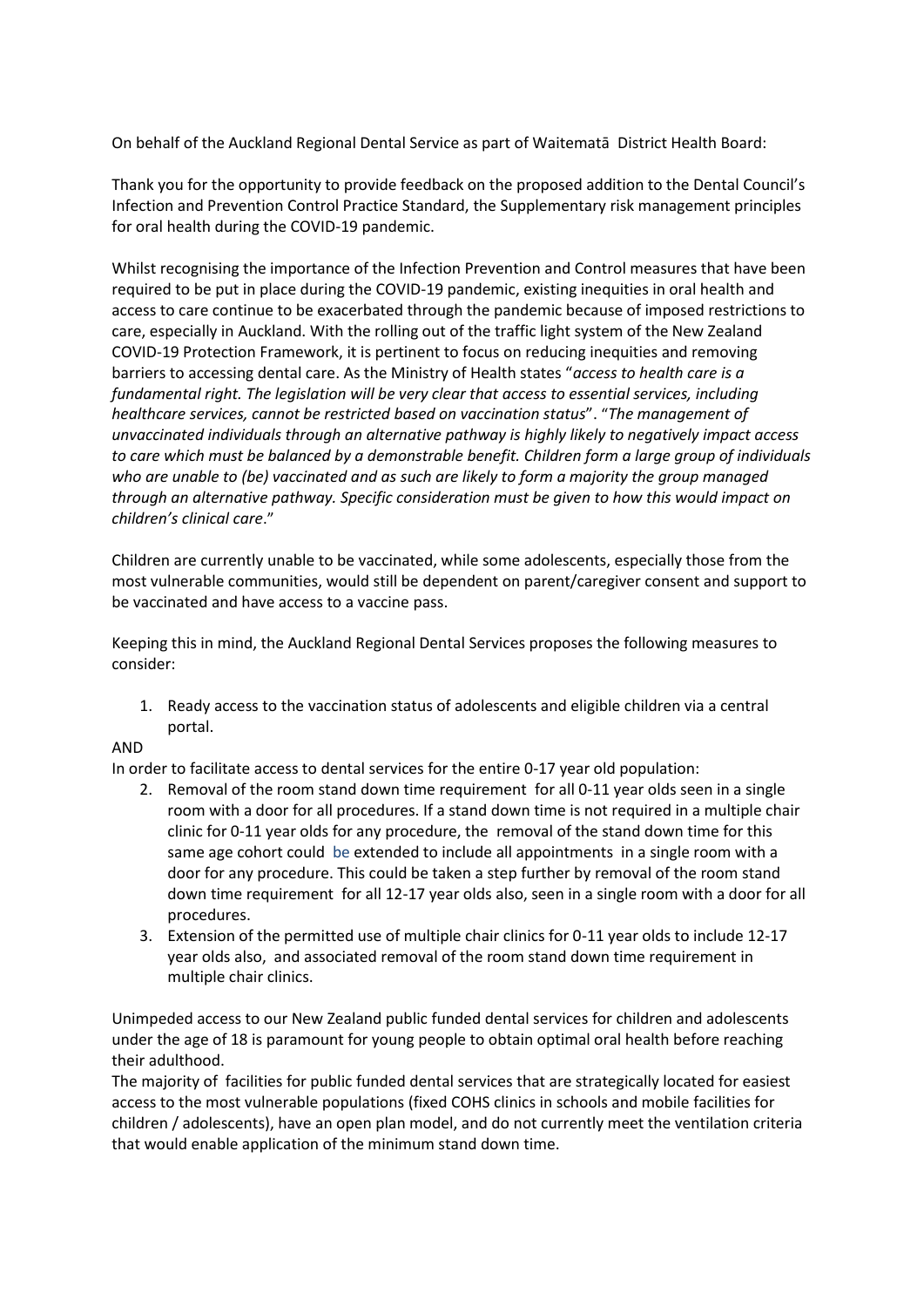On behalf of the Auckland Regional Dental Service as part of Waitematā District Health Board:

Thank you for the opportunity to provide feedback on the proposed addition to the Dental Council's Infection and Prevention Control Practice Standard, the Supplementary risk management principles for oral health during the COVID-19 pandemic.

Whilst recognising the importance of the Infection Prevention and Control measures that have been required to be put in place during the COVID-19 pandemic, existing inequities in oral health and access to care continue to be exacerbated through the pandemic because of imposed restrictions to care, especially in Auckland. With the rolling out of the traffic light system of the New Zealand COVID-19 Protection Framework, it is pertinent to focus on reducing inequities and removing barriers to accessing dental care. As the Ministry of Health states "*access to health care is a fundamental right. The legislation will be very clear that access to essential services, including healthcare services, cannot be restricted based on vaccination status*". "*The management of unvaccinated individuals through an alternative pathway is highly likely to negatively impact access to care which must be balanced by a demonstrable benefit. Children form a large group of individuals who are unable to (be) vaccinated and as such are likely to form a majority the group managed through an alternative pathway. Specific consideration must be given to how this would impact on children's clinical care*."

Children are currently unable to be vaccinated, while some adolescents, especially those from the most vulnerable communities, would still be dependent on parent/caregiver consent and support to be vaccinated and have access to a vaccine pass.

Keeping this in mind, the Auckland Regional Dental Services proposes the following measures to consider:

1. Ready access to the vaccination status of adolescents and eligible children via a central portal.

AND

In order to facilitate access to dental services for the entire 0-17 year old population:

2. Removal of the room stand down time requirement for all 0-11 year olds seen in a single room with a door for all procedures. If a stand down time is not required in a multiple chair clinic for 0-11 year olds for any procedure, the removal of the stand down time for this same age cohort could be extended to include all appointments in a single room with a door for any procedure. This could be taken a step further by removal of the room stand down time requirement for all 12-17 year olds also, seen in a single room with a door for all procedures.
3. Extension of the permitted use of multiple chair clinics for 0-11 year olds to include 12-17 year olds also, and associated removal of the room stand down time requirement in multiple chair clinics.

Unimpeded access to our New Zealand public funded dental services for children and adolescents under the age of 18 is paramount for young people to obtain optimal oral health before reaching their adulthood.

The majority of facilities for public funded dental services that are strategically located for easiest access to the most vulnerable populations (fixed COHS clinics in schools and mobile facilities for children / adolescents), have an open plan model, and do not currently meet the ventilation criteria that would enable application of the minimum stand down time.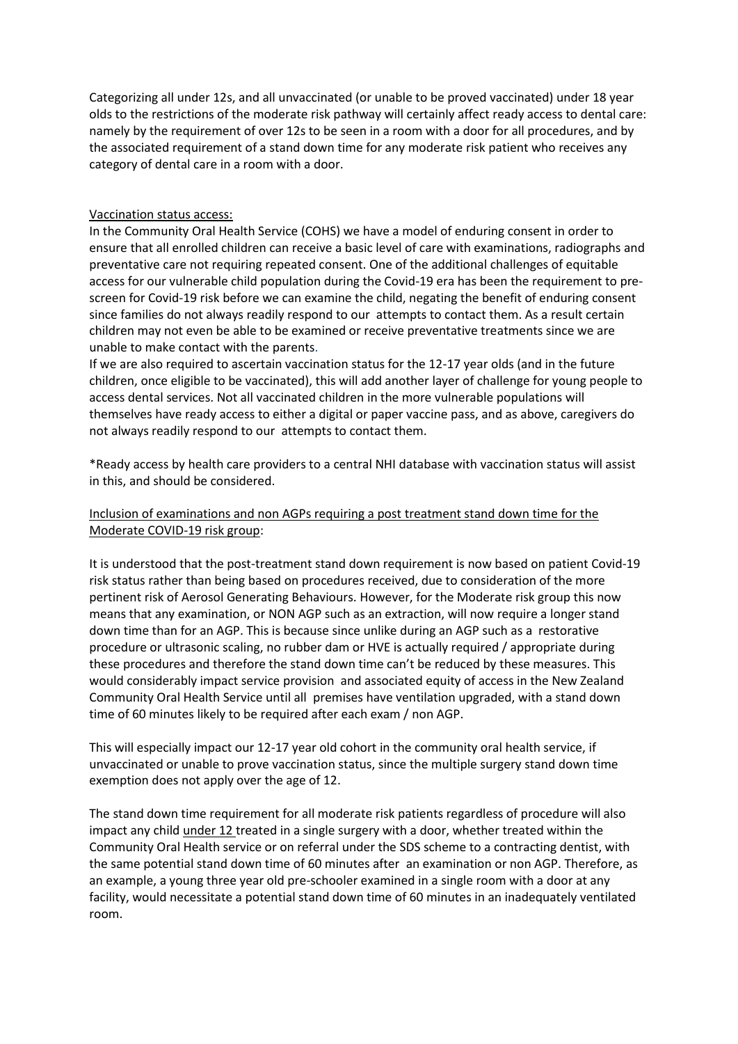Categorizing all under 12s, and all unvaccinated (or unable to be proved vaccinated) under 18 year olds to the restrictions of the moderate risk pathway will certainly affect ready access to dental care: namely by the requirement of over 12s to be seen in a room with a door for all procedures, and by the associated requirement of a stand down time for any moderate risk patient who receives any category of dental care in a room with a door.

Vaccination status access:

In the Community Oral Health Service (COHS) we have a model of enduring consent in order to ensure that all enrolled children can receive a basic level of care with examinations, radiographs and preventative care not requiring repeated consent. One of the additional challenges of equitable access for our vulnerable child population during the Covid-19 era has been the requirement to pre-screen for Covid-19 risk before we can examine the child, negating the benefit of enduring consent since families do not always readily respond to our attempts to contact them. As a result certain children may not even be able to be examined or receive preventative treatments since we are unable to make contact with the parents.

If we are also required to ascertain vaccination status for the 12-17 year olds (and in the future children, once eligible to be vaccinated), this will add another layer of challenge for young people to access dental services. Not all vaccinated children in the more vulnerable populations will themselves have ready access to either a digital or paper vaccine pass, and as above, caregivers do not always readily respond to our attempts to contact them.

*Ready access by health care providers to a central NHI database with vaccination status will assist in this, and should be considered.

Inclusion of examinations and non AGPs requiring a post treatment stand down time for the Moderate COVID-19 risk group:

It is understood that the post-treatment stand down requirement is now based on patient Covid-19 risk status rather than being based on procedures received, due to consideration of the more pertinent risk of Aerosol Generating Behaviours. However, for the Moderate risk group this now means that any examination, or NON AGP such as an extraction, will now require a longer stand down time than for an AGP. This is because since unlike during an AGP such as a restorative procedure or ultrasonic scaling, no rubber dam or HVE is actually required / appropriate during these procedures and therefore the stand down time can't be reduced by these measures. This would considerably impact service provision and associated equity of access in the New Zealand Community Oral Health Service until all premises have ventilation upgraded, with a stand down time of 60 minutes likely to be required after each exam / non AGP.

This will especially impact our 12-17 year old cohort in the community oral health service, if unvaccinated or unable to prove vaccination status, since the multiple surgery stand down time exemption does not apply over the age of 12.

The stand down time requirement for all moderate risk patients regardless of procedure will also impact any child under 12 treated in a single surgery with a door, whether treated within the Community Oral Health service or on referral under the SDS scheme to a contracting dentist, with the same potential stand down time of 60 minutes after an examination or non AGP. Therefore, as an example, a young three year old pre-schooler examined in a single room with a door at any facility, would necessitate a potential stand down time of 60 minutes in an inadequately ventilated room.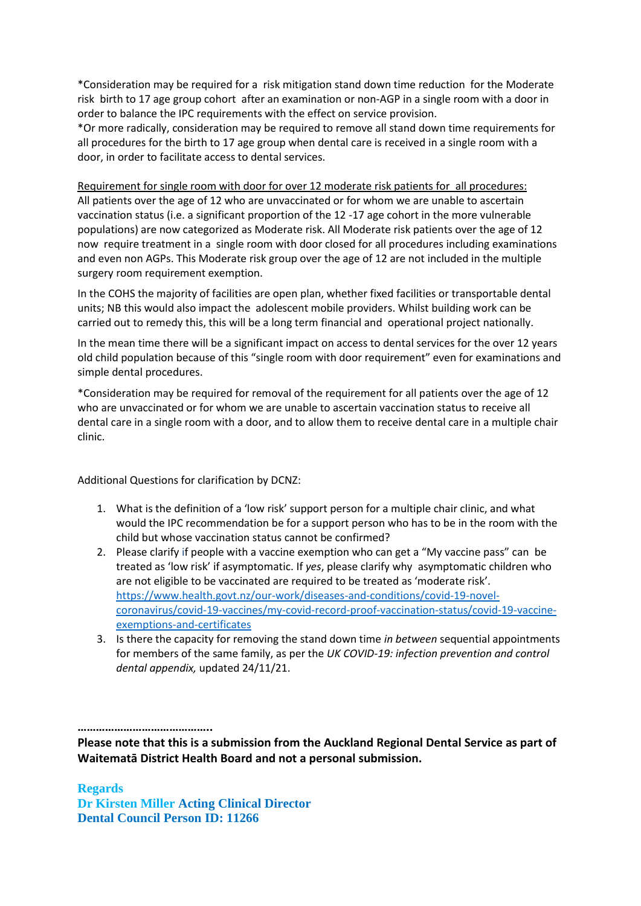*Consideration may be required for a risk mitigation stand down time reduction for the Moderate risk birth to 17 age group cohort after an examination or non-AGP in a single room with a door in order to balance the IPC requirements with the effect on service provision.

*Or more radically, consideration may be required to remove all stand down time requirements for all procedures for the birth to 17 age group when dental care is received in a single room with a door, in order to facilitate access to dental services.

Requirement for single room with door for over 12 moderate risk patients for all procedures:

All patients over the age of 12 who are unvaccinated or for whom we are unable to ascertain vaccination status (i.e. a significant proportion of the 12 -17 age cohort in the more vulnerable populations) are now categorized as Moderate risk. All Moderate risk patients over the age of 12 now require treatment in a single room with door closed for all procedures including examinations and even non AGPs. This Moderate risk group over the age of 12 are not included in the multiple surgery room requirement exemption.

In the COHS the majority of facilities are open plan, whether fixed facilities or transportable dental units; NB this would also impact the adolescent mobile providers. Whilst building work can be carried out to remedy this, this will be a long term financial and operational project nationally.

In the mean time there will be a significant impact on access to dental services for the over 12 years old child population because of this "single room with door requirement" even for examinations and simple dental procedures.

*Consideration may be required for removal of the requirement for all patients over the age of 12 who are unvaccinated or for whom we are unable to ascertain vaccination status to receive all dental care in a single room with a door, and to allow them to receive dental care in a multiple chair clinic.

Additional Questions for clarification by DCNZ:

1. What is the definition of a 'low risk' support person for a multiple chair clinic, and what would the IPC recommendation be for a support person who has to be in the room with the child but whose vaccination status cannot be confirmed?
2. Please clarify if people with a vaccine exemption who can get a "My vaccine pass" can be treated as 'low risk' if asymptomatic. If *yes*, please clarify why asymptomatic children who are not eligible to be vaccinated are required to be treated as 'moderate risk'. https://www.health.govt.nz/our-work/diseases-and-conditions/covid-19-novel-coronavirus/covid-19-vaccines/my-covid-record-proof-vaccination-status/covid-19-vaccine-exemptions-and-certificates
3. Is there the capacity for removing the stand down time *in between* sequential appointments for members of the same family, as per the *UK COVID-19: infection prevention and control dental appendix,* updated 24/11/21.

**……………………………………..**

**Please note that this is a submission from the Auckland Regional Dental Service as part of Waitematā District Health Board and not a personal submission.**

**Regards**
**Dr Kirsten Miller Acting Clinical Director**
**Dental Council Person ID: 11266**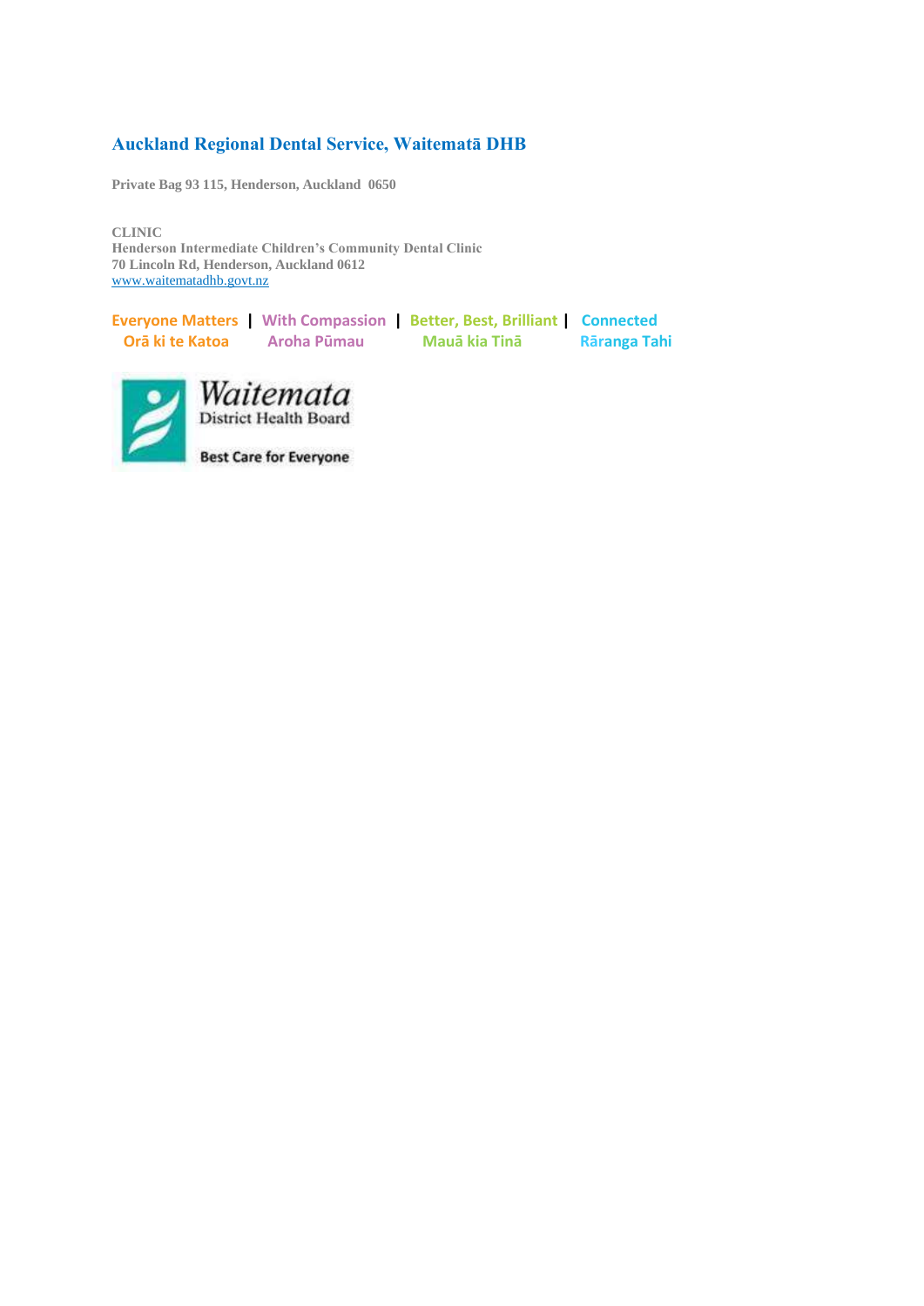**Auckland Regional Dental Service, Waitematā DHB**

**Private Bag 93 115, Henderson, Auckland 0650**

**CLINIC**
**Henderson Intermediate Children's Community Dental Clinic**
**70 Lincoln Rd, Henderson, Auckland 0612**
www.waitematadhb.govt.nz

**Everyone Matters | With Compassion | Better, Best, Brilliant | Connected**
**Orā ki te Katoa Aroha Pūmau Mauā kia Tinā Rāranga Tahi**

Waitemata
District Health Board
Best Care for Everyone